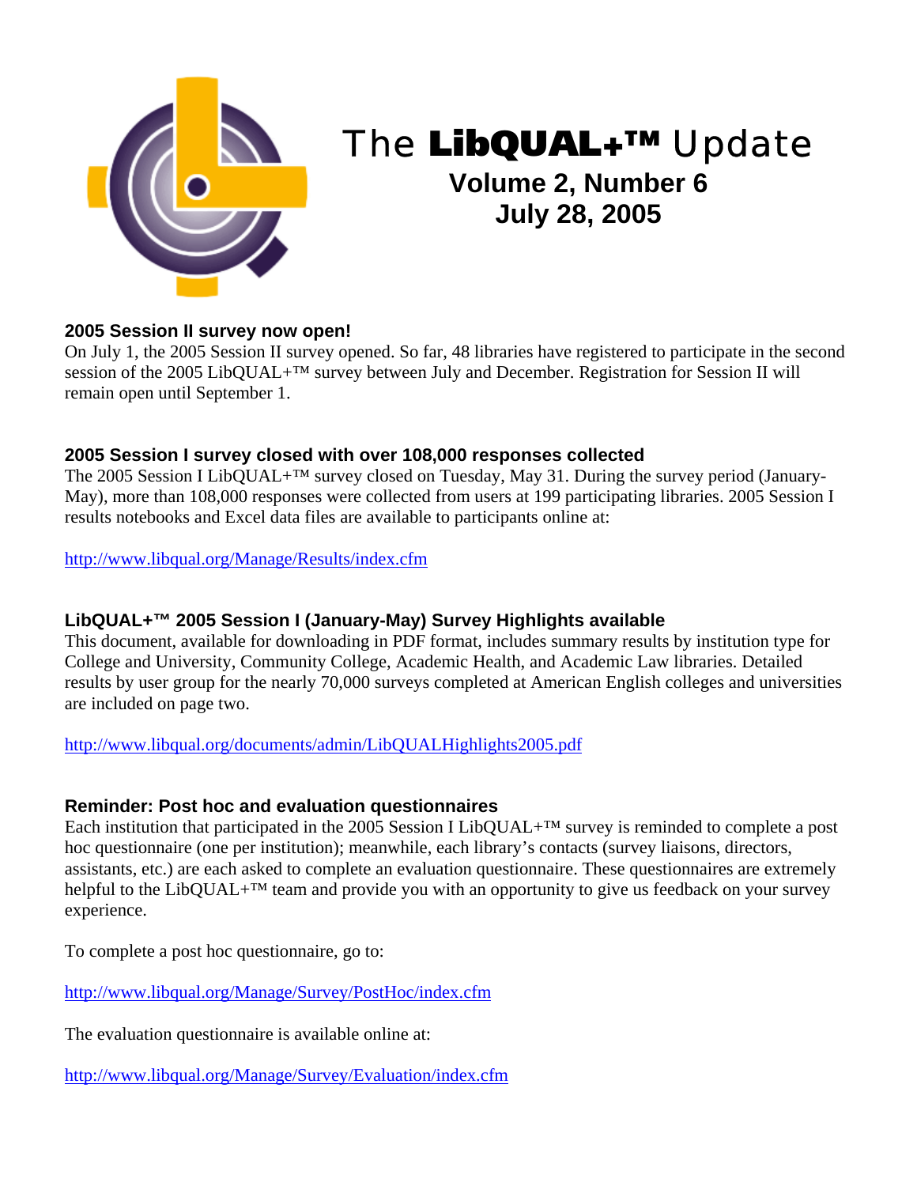# The LibQUAL+™ Update

**Volume 2, Number 6**
**July 28, 2005**

### 2005 Session II survey now open!

On July 1, the 2005 Session II survey opened. So far, 48 libraries have registered to participate in the second session of the 2005 LibQUAL+™ survey between July and December. Registration for Session II will remain open until September 1.

### 2005 Session I survey closed with over 108,000 responses collected

The 2005 Session I LibQUAL+™ survey closed on Tuesday, May 31. During the survey period (January-May), more than 108,000 responses were collected from users at 199 participating libraries. 2005 Session I results notebooks and Excel data files are available to participants online at:

http://www.libqual.org/Manage/Results/index.cfm

### LibQUAL+™ 2005 Session I (January-May) Survey Highlights available

This document, available for downloading in PDF format, includes summary results by institution type for College and University, Community College, Academic Health, and Academic Law libraries. Detailed results by user group for the nearly 70,000 surveys completed at American English colleges and universities are included on page two.

http://www.libqual.org/documents/admin/LibQUALHighlights2005.pdf

### Reminder: Post hoc and evaluation questionnaires

Each institution that participated in the 2005 Session I LibQUAL+™ survey is reminded to complete a post hoc questionnaire (one per institution); meanwhile, each library's contacts (survey liaisons, directors, assistants, etc.) are each asked to complete an evaluation questionnaire. These questionnaires are extremely helpful to the LibQUAL+™ team and provide you with an opportunity to give us feedback on your survey experience.

To complete a post hoc questionnaire, go to:

http://www.libqual.org/Manage/Survey/PostHoc/index.cfm

The evaluation questionnaire is available online at:

http://www.libqual.org/Manage/Survey/Evaluation/index.cfm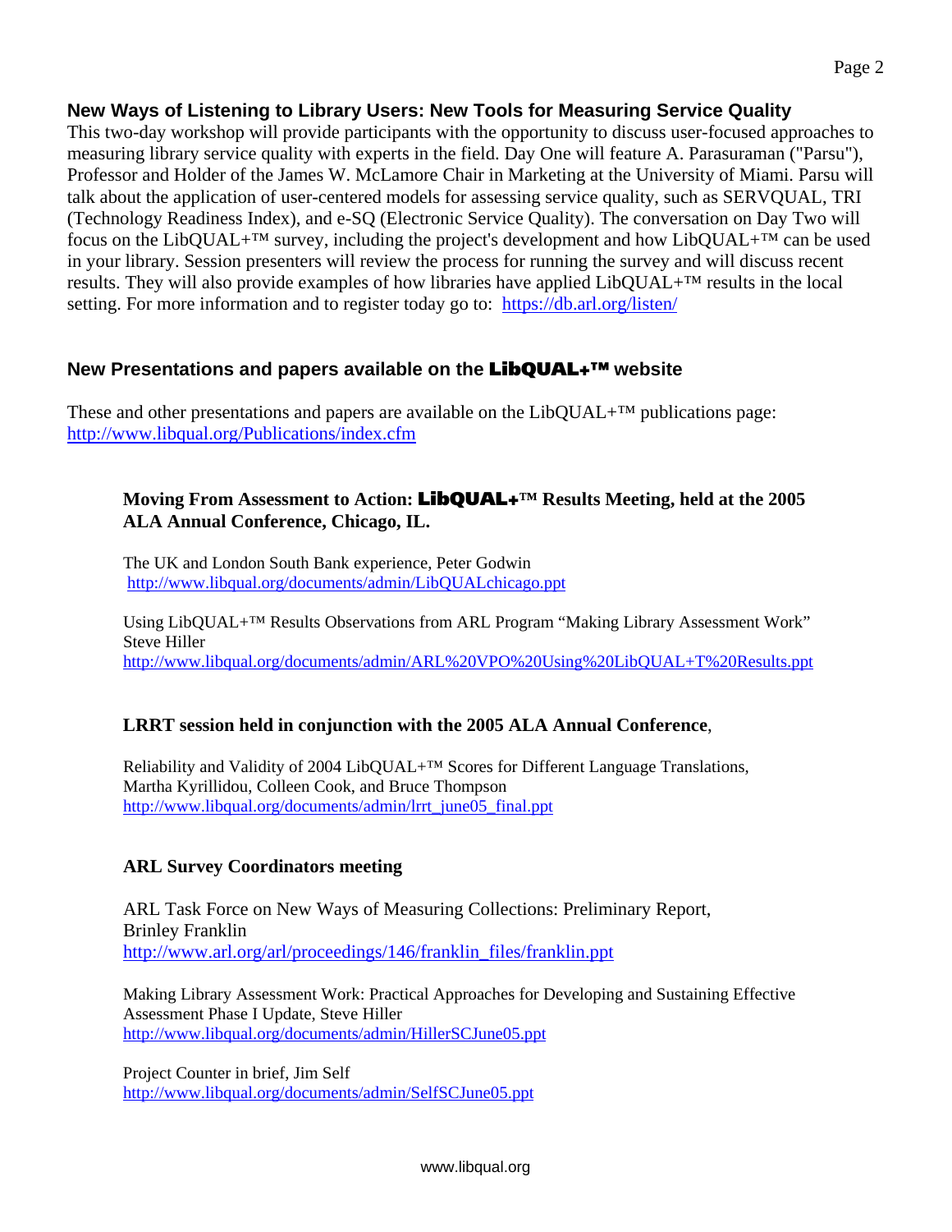## New Ways of Listening to Library Users: New Tools for Measuring Service Quality

This two-day workshop will provide participants with the opportunity to discuss user-focused approaches to measuring library service quality with experts in the field. Day One will feature A. Parasuraman ("Parsu"), Professor and Holder of the James W. McLamore Chair in Marketing at the University of Miami. Parsu will talk about the application of user-centered models for assessing service quality, such as SERVQUAL, TRI (Technology Readiness Index), and e-SQ (Electronic Service Quality). The conversation on Day Two will focus on the LibQUAL+™ survey, including the project's development and how LibQUAL+™ can be used in your library. Session presenters will review the process for running the survey and will discuss recent results. They will also provide examples of how libraries have applied LibQUAL+™ results in the local setting. For more information and to register today go to: https://db.arl.org/listen/

## New Presentations and papers available on the LibQUAL+™ website

These and other presentations and papers are available on the LibQUAL+™ publications page: http://www.libqual.org/Publications/index.cfm

### Moving From Assessment to Action: LibQUAL+™ Results Meeting, held at the 2005 ALA Annual Conference, Chicago, IL.

The UK and London South Bank experience, Peter Godwin
http://www.libqual.org/documents/admin/LibQUALchicago.ppt

Using LibQUAL+™ Results Observations from ARL Program "Making Library Assessment Work" Steve Hiller
http://www.libqual.org/documents/admin/ARL%20VPO%20Using%20LibQUAL+T%20Results.ppt

### LRRT session held in conjunction with the 2005 ALA Annual Conference,

Reliability and Validity of 2004 LibQUAL+™ Scores for Different Language Translations, Martha Kyrillidou, Colleen Cook, and Bruce Thompson
http://www.libqual.org/documents/admin/lrrt_june05_final.ppt

### ARL Survey Coordinators meeting

ARL Task Force on New Ways of Measuring Collections: Preliminary Report, Brinley Franklin
http://www.arl.org/arl/proceedings/146/franklin_files/franklin.ppt

Making Library Assessment Work: Practical Approaches for Developing and Sustaining Effective Assessment Phase I Update, Steve Hiller
http://www.libqual.org/documents/admin/HillerSCJune05.ppt

Project Counter in brief, Jim Self
http://www.libqual.org/documents/admin/SelfSCJune05.ppt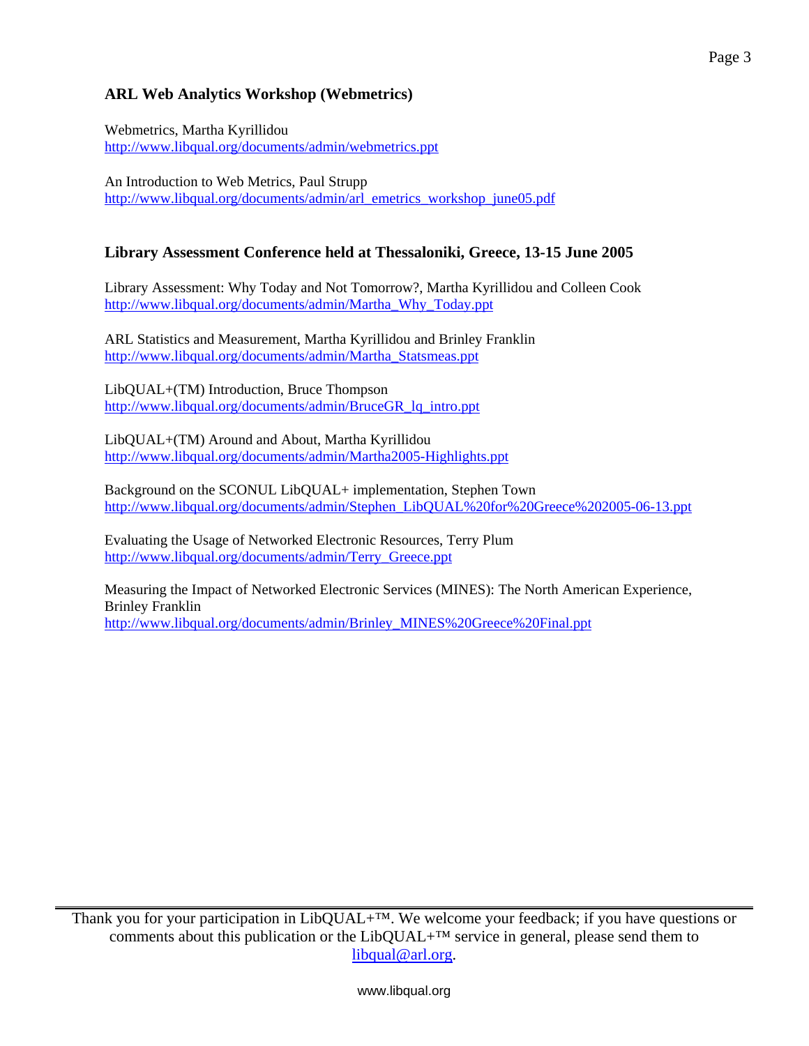### ARL Web Analytics Workshop (Webmetrics)

Webmetrics, Martha Kyrillidou
http://www.libqual.org/documents/admin/webmetrics.ppt

An Introduction to Web Metrics, Paul Strupp
http://www.libqual.org/documents/admin/arl_emetrics_workshop_june05.pdf

### Library Assessment Conference held at Thessaloniki, Greece, 13-15 June 2005

Library Assessment: Why Today and Not Tomorrow?, Martha Kyrillidou and Colleen Cook
http://www.libqual.org/documents/admin/Martha_Why_Today.ppt

ARL Statistics and Measurement, Martha Kyrillidou and Brinley Franklin
http://www.libqual.org/documents/admin/Martha_Statsmeas.ppt

LibQUAL+(TM) Introduction, Bruce Thompson
http://www.libqual.org/documents/admin/BruceGR_lq_intro.ppt

LibQUAL+(TM) Around and About, Martha Kyrillidou
http://www.libqual.org/documents/admin/Martha2005-Highlights.ppt

Background on the SCONUL LibQUAL+ implementation, Stephen Town
http://www.libqual.org/documents/admin/Stephen_LibQUAL%20for%20Greece%202005-06-13.ppt

Evaluating the Usage of Networked Electronic Resources, Terry Plum
http://www.libqual.org/documents/admin/Terry_Greece.ppt

Measuring the Impact of Networked Electronic Services (MINES): The North American Experience, Brinley Franklin
http://www.libqual.org/documents/admin/Brinley_MINES%20Greece%20Final.ppt

---

Thank you for your participation in LibQUAL+™. We welcome your feedback; if you have questions or comments about this publication or the LibQUAL+™ service in general, please send them to libqual@arl.org.